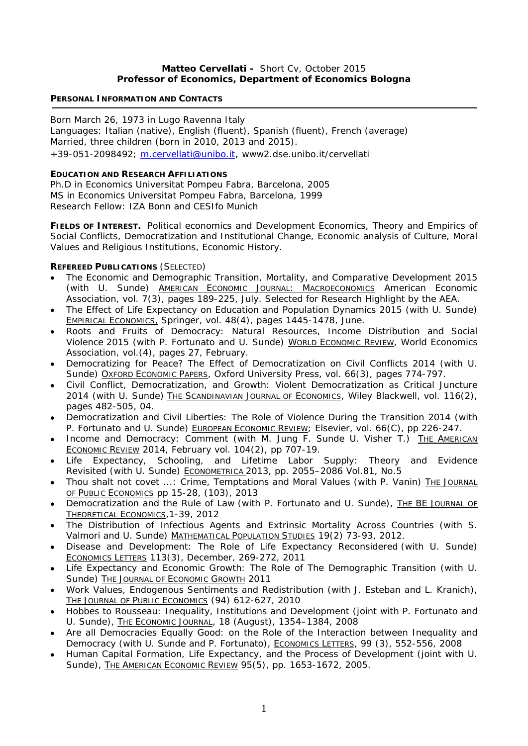**Matteo Cervellati -** Short Cv, October 2015
**Professor of Economics, Department of Economics Bologna**

## PERSONAL INFORMATION AND CONTACTS

Born March 26, 1973 in Lugo Ravenna Italy
Languages: Italian (native), English (fluent), Spanish (fluent), French (average)
Married, three children (born in 2010, 2013 and 2015).
+39-051-2098492; m.cervellati@unibo.it, www2.dse.unibo.it/cervellati

## EDUCATION AND RESEARCH AFFILIATIONS

Ph.D in Economics Universitat Pompeu Fabra, Barcelona, 2005
MS in Economics Universitat Pompeu Fabra, Barcelona, 1999
Research Fellow: IZA Bonn and CESIfo Munich

**FIELDS OF INTEREST.** Political economics and Development Economics, Theory and Empirics of Social Conflicts, Democratization and Institutional Change, Economic analysis of Culture, Moral Values and Religious Institutions, Economic History.

## REFEREED PUBLICATIONS (SELECTED)

- The Economic and Demographic Transition, Mortality, and Comparative Development 2015 (with U. Sunde) AMERICAN ECONOMIC JOURNAL: MACROECONOMICS American Economic Association, vol. 7(3), pages 189-225, July. Selected for Research Highlight by the AEA.
- The Effect of Life Expectancy on Education and Population Dynamics 2015 (with U. Sunde) EMPIRICAL ECONOMICS, Springer, vol. 48(4), pages 1445-1478, June.
- Roots and Fruits of Democracy: Natural Resources, Income Distribution and Social Violence 2015 (with P. Fortunato and U. Sunde) WORLD ECONOMIC REVIEW, World Economics Association, vol.(4), pages 27, February.
- Democratizing for Peace? The Effect of Democratization on Civil Conflicts 2014 (with U. Sunde) OXFORD ECONOMIC PAPERS, Oxford University Press, vol. 66(3), pages 774-797.
- Civil Conflict, Democratization, and Growth: Violent Democratization as Critical Juncture 2014 (with U. Sunde) THE SCANDINAVIAN JOURNAL OF ECONOMICS, Wiley Blackwell, vol. 116(2), pages 482-505, 04.
- Democratization and Civil Liberties: The Role of Violence During the Transition 2014 (with P. Fortunato and U. Sunde) EUROPEAN ECONOMIC REVIEW; Elsevier, vol. 66(C), pp 226-247.
- Income and Democracy: Comment (with M. Jung F. Sunde U. Visher T.) THE AMERICAN ECONOMIC REVIEW 2014, February vol. 104(2), pp 707-19.
- Life Expectancy, Schooling, and Lifetime Labor Supply: Theory and Evidence Revisited (with U. Sunde) ECONOMETRICA 2013, pp. 2055–2086 Vol.81, No.5
- Thou shalt not covet ...: Crime, Temptations and Moral Values (with P. Vanin) THE JOURNAL OF PUBLIC ECONOMICS pp 15-28, (103), 2013
- Democratization and the Rule of Law (with P. Fortunato and U. Sunde), THE BE JOURNAL OF THEORETICAL ECONOMICS,1-39, 2012
- The Distribution of Infectious Agents and Extrinsic Mortality Across Countries (with S. Valmori and U. Sunde) MATHEMATICAL POPULATION STUDIES 19(2) 73-93, 2012.
- Disease and Development: The Role of Life Expectancy Reconsidered (with U. Sunde) ECONOMICS LETTERS 113(3), December, 269-272, 2011
- Life Expectancy and Economic Growth: The Role of The Demographic Transition (with U. Sunde) THE JOURNAL OF ECONOMIC GROWTH 2011
- Work Values, Endogenous Sentiments and Redistribution (with J. Esteban and L. Kranich), THE JOURNAL OF PUBLIC ECONOMICS (94) 612-627, 2010
- Hobbes to Rousseau: Inequality, Institutions and Development (joint with P. Fortunato and U. Sunde), THE ECONOMIC JOURNAL, 18 (August), 1354–1384, 2008
- Are all Democracies Equally Good: on the Role of the Interaction between Inequality and Democracy (with U. Sunde and P. Fortunato), ECONOMICS LETTERS, 99 (3), 552-556, 2008
- Human Capital Formation, Life Expectancy, and the Process of Development (joint with U. Sunde), THE AMERICAN ECONOMIC REVIEW 95(5), pp. 1653-1672, 2005.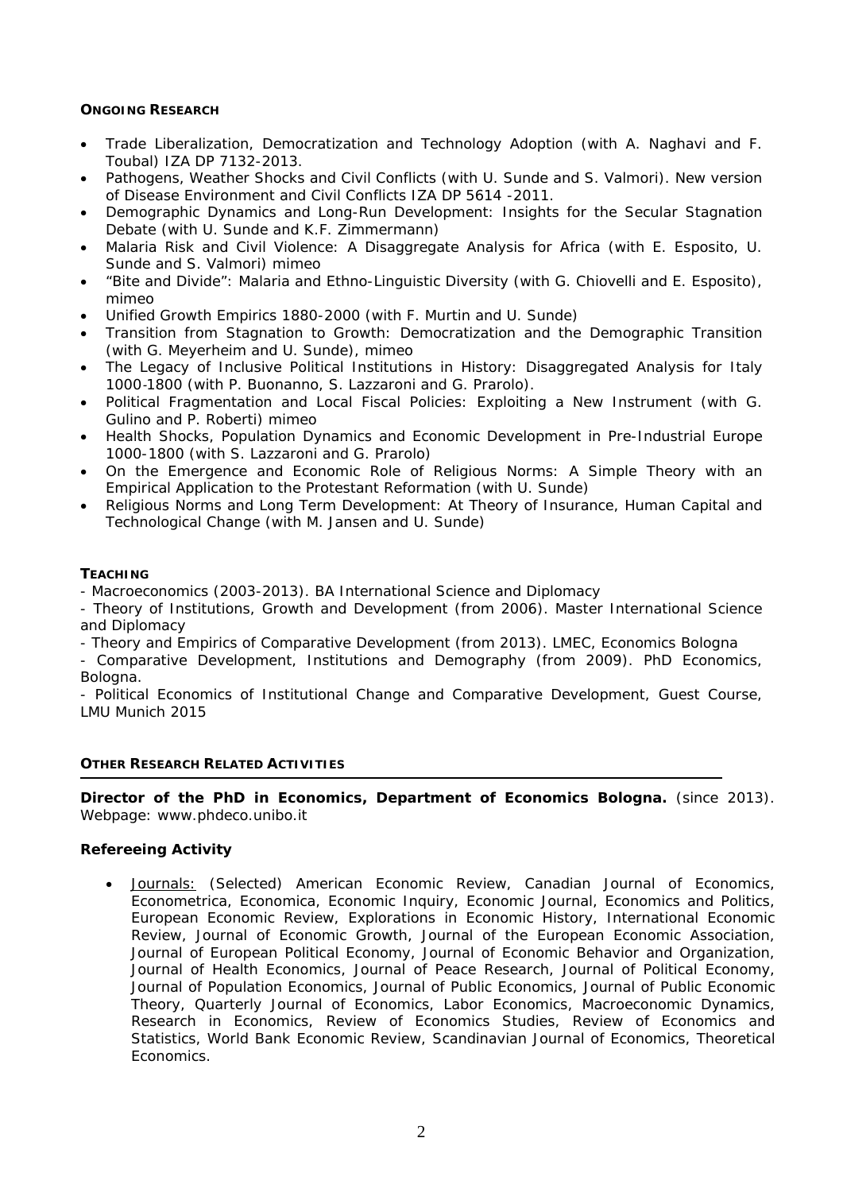**ONGOING RESEARCH**

- Trade Liberalization, Democratization and Technology Adoption (with A. Naghavi and F. Toubal) IZA DP 7132-2013.
- Pathogens, Weather Shocks and Civil Conflicts (with U. Sunde and S. Valmori). New version of Disease Environment and Civil Conflicts IZA DP 5614 -2011.
- Demographic Dynamics and Long-Run Development: Insights for the Secular Stagnation Debate (with U. Sunde and K.F. Zimmermann)
- Malaria Risk and Civil Violence: A Disaggregate Analysis for Africa (with E. Esposito, U. Sunde and S. Valmori) mimeo
- "Bite and Divide": Malaria and Ethno-Linguistic Diversity (with G. Chiovelli and E. Esposito), mimeo
- Unified Growth Empirics 1880-2000 (with F. Murtin and U. Sunde)
- Transition from Stagnation to Growth: Democratization and the Demographic Transition (with G. Meyerheim and U. Sunde), mimeo
- The Legacy of Inclusive Political Institutions in History: Disaggregated Analysis for Italy 1000-1800 (with P. Buonanno, S. Lazzaroni and G. Prarolo).
- Political Fragmentation and Local Fiscal Policies: Exploiting a New Instrument (with G. Gulino and P. Roberti) mimeo
- Health Shocks, Population Dynamics and Economic Development in Pre-Industrial Europe 1000-1800 (with S. Lazzaroni and G. Prarolo)
- On the Emergence and Economic Role of Religious Norms: A Simple Theory with an Empirical Application to the Protestant Reformation (with U. Sunde)
- Religious Norms and Long Term Development: At Theory of Insurance, Human Capital and Technological Change (with M. Jansen and U. Sunde)

**TEACHING**

- Macroeconomics (2003-2013). BA International Science and Diplomacy
- Theory of Institutions, Growth and Development (from 2006). Master International Science and Diplomacy
- Theory and Empirics of Comparative Development (from 2013). LMEC, Economics Bologna
- Comparative Development, Institutions and Demography (from 2009). PhD Economics, Bologna.
- Political Economics of Institutional Change and Comparative Development, Guest Course, LMU Munich 2015

**OTHER RESEARCH RELATED ACTIVITIES**

**Director of the PhD in Economics, Department of Economics Bologna.** (since 2013). Webpage: www.phdeco.unibo.it

**Refereeing Activity**

- Journals: (Selected) American Economic Review, Canadian Journal of Economics, Econometrica, Economica, Economic Inquiry, Economic Journal, Economics and Politics, European Economic Review, Explorations in Economic History, International Economic Review, Journal of Economic Growth, Journal of the European Economic Association, Journal of European Political Economy, Journal of Economic Behavior and Organization, Journal of Health Economics, Journal of Peace Research, Journal of Political Economy, Journal of Population Economics, Journal of Public Economics, Journal of Public Economic Theory, Quarterly Journal of Economics, Labor Economics, Macroeconomic Dynamics, Research in Economics, Review of Economics Studies, Review of Economics and Statistics, World Bank Economic Review, Scandinavian Journal of Economics, Theoretical Economics.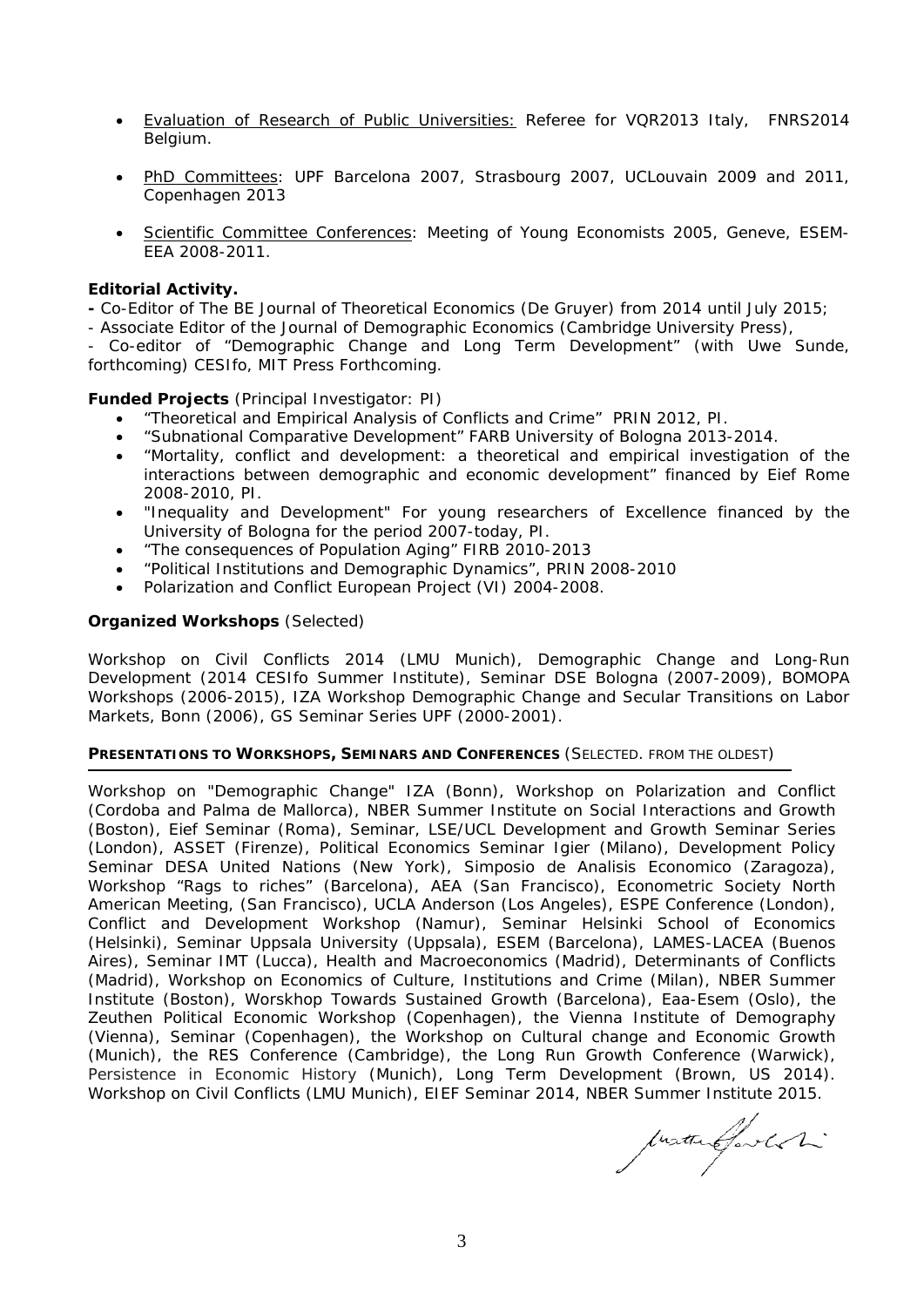- Evaluation of Research of Public Universities: Referee for VQR2013 Italy, FNRS2014 Belgium.

- PhD Committees: UPF Barcelona 2007, Strasbourg 2007, UCLouvain 2009 and 2011, Copenhagen 2013

- Scientific Committee Conferences: Meeting of Young Economists 2005, Geneve, ESEM-EEA 2008-2011.

**Editorial Activity.**

**-** Co-Editor of The BE Journal of Theoretical Economics (De Gruyer) from 2014 until July 2015;
- Associate Editor of the Journal of Demographic Economics (Cambridge University Press),
- Co-editor of "Demographic Change and Long Term Development" (with Uwe Sunde, forthcoming) CESIfo, MIT Press Forthcoming.

**Funded Projects** (Principal Investigator: PI)

- "Theoretical and Empirical Analysis of Conflicts and Crime" PRIN 2012, PI.
- "Subnational Comparative Development" FARB University of Bologna 2013-2014.
- "Mortality, conflict and development: a theoretical and empirical investigation of the interactions between demographic and economic development" financed by Eief Rome 2008-2010, PI.
- "Inequality and Development" For young researchers of Excellence financed by the University of Bologna for the period 2007-today, PI.
- "The consequences of Population Aging" FIRB 2010-2013
- "Political Institutions and Demographic Dynamics", PRIN 2008-2010
- Polarization and Conflict European Project (VI) 2004-2008.

**Organized Workshops** (Selected)

Workshop on Civil Conflicts 2014 (LMU Munich), Demographic Change and Long-Run Development (2014 CESIfo Summer Institute), Seminar DSE Bologna (2007-2009), BOMOPA Workshops (2006-2015), IZA Workshop Demographic Change and Secular Transitions on Labor Markets, Bonn (2006), GS Seminar Series UPF (2000-2001).

**PRESENTATIONS TO WORKSHOPS, SEMINARS AND CONFERENCES** (SELECTED. FROM THE OLDEST)

Workshop on "Demographic Change" IZA (Bonn), Workshop on Polarization and Conflict (Cordoba and Palma de Mallorca), NBER Summer Institute on Social Interactions and Growth (Boston), Eief Seminar (Roma), Seminar, LSE/UCL Development and Growth Seminar Series (London), ASSET (Firenze), Political Economics Seminar Igier (Milano), Development Policy Seminar DESA United Nations (New York), Simposio de Analisis Economico (Zaragoza), Workshop "Rags to riches" (Barcelona), AEA (San Francisco), Econometric Society North American Meeting, (San Francisco), UCLA Anderson (Los Angeles), ESPE Conference (London), Conflict and Development Workshop (Namur), Seminar Helsinki School of Economics (Helsinki), Seminar Uppsala University (Uppsala), ESEM (Barcelona), LAMES-LACEA (Buenos Aires), Seminar IMT (Lucca), Health and Macroeconomics (Madrid), Determinants of Conflicts (Madrid), Workshop on Economics of Culture, Institutions and Crime (Milan), NBER Summer Institute (Boston), Worskhop Towards Sustained Growth (Barcelona), Eaa-Esem (Oslo), the Zeuthen Political Economic Workshop (Copenhagen), the Vienna Institute of Demography (Vienna), Seminar (Copenhagen), the Workshop on Cultural change and Economic Growth (Munich), the RES Conference (Cambridge), the Long Run Growth Conference (Warwick), Persistence in Economic History (Munich), Long Term Development (Brown, US 2014). Workshop on Civil Conflicts (LMU Munich), EIEF Seminar 2014, NBER Summer Institute 2015.